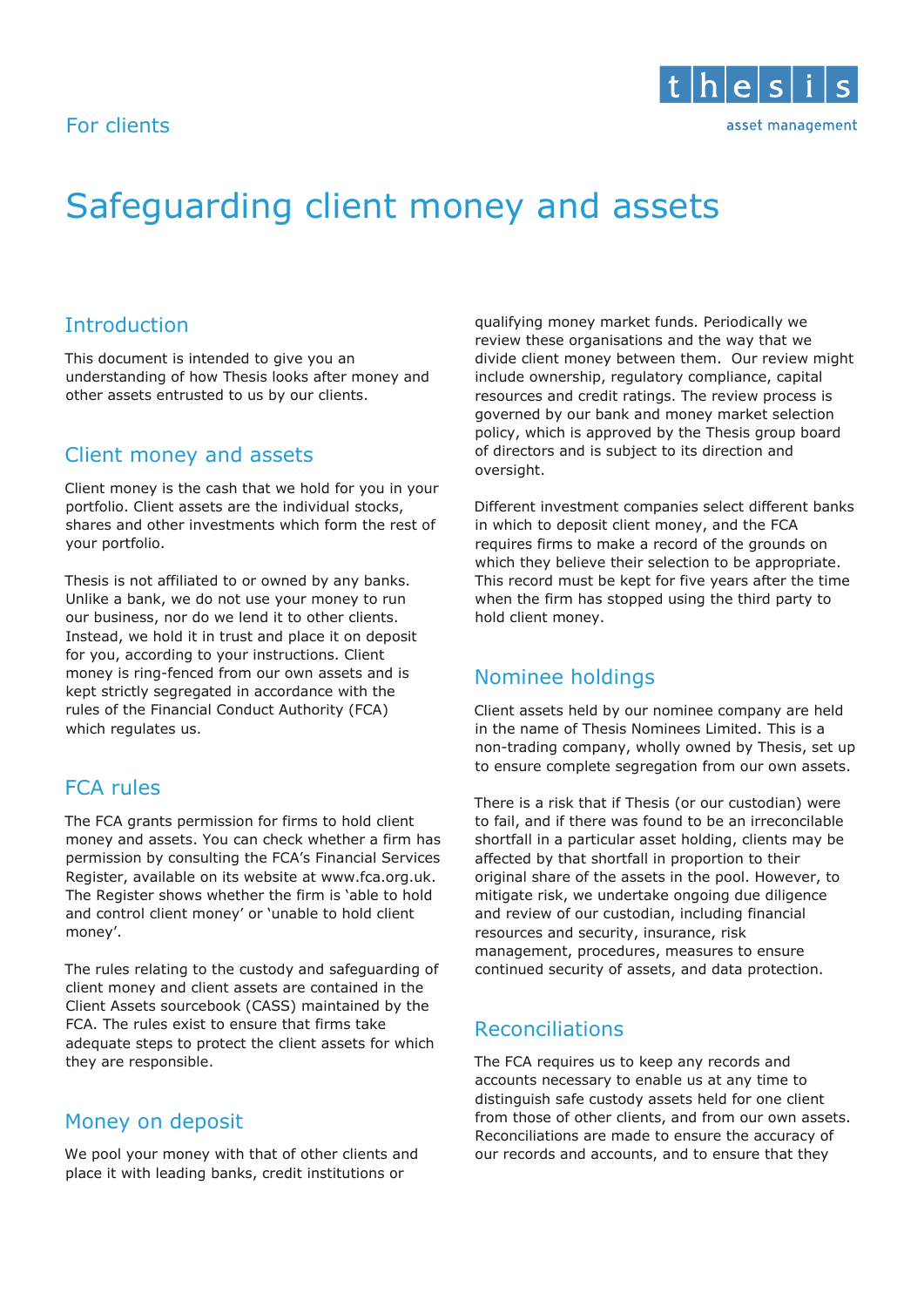For clients

# Safeguarding client money and assets

## Introduction

This document is intended to give you an understanding of how Thesis looks after money and other assets entrusted to us by our clients.

## Client money and assets

Client money is the cash that we hold for you in your portfolio. Client assets are the individual stocks, shares and other investments which form the rest of your portfolio.

Thesis is not affiliated to or owned by any banks. Unlike a bank, we do not use your money to run our business, nor do we lend it to other clients. Instead, we hold it in trust and place it on deposit for you, according to your instructions. Client money is ring-fenced from our own assets and is kept strictly segregated in accordance with the rules of the Financial Conduct Authority (FCA) which regulates us.

## FCA rules

The FCA grants permission for firms to hold client money and assets. You can check whether a firm has permission by consulting the FCA's Financial Services Register, available on its website at www.fca.org.uk. The Register shows whether the firm is 'able to hold and control client money' or 'unable to hold client money'.

The rules relating to the custody and safeguarding of client money and client assets are contained in the Client Assets sourcebook (CASS) maintained by the FCA. The rules exist to ensure that firms take adequate steps to protect the client assets for which they are responsible.

## Money on deposit

We pool your money with that of other clients and place it with leading banks, credit institutions or qualifying money market funds. Periodically we review these organisations and the way that we divide client money between them. Our review might include ownership, regulatory compliance, capital resources and credit ratings. The review process is governed by our bank and money market selection policy, which is approved by the Thesis group board of directors and is subject to its direction and oversight.

Different investment companies select different banks in which to deposit client money, and the FCA requires firms to make a record of the grounds on which they believe their selection to be appropriate. This record must be kept for five years after the time when the firm has stopped using the third party to hold client money.

## Nominee holdings

Client assets held by our nominee company are held in the name of Thesis Nominees Limited. This is a non-trading company, wholly owned by Thesis, set up to ensure complete segregation from our own assets.

There is a risk that if Thesis (or our custodian) were to fail, and if there was found to be an irreconcilable shortfall in a particular asset holding, clients may be affected by that shortfall in proportion to their original share of the assets in the pool. However, to mitigate risk, we undertake ongoing due diligence and review of our custodian, including financial resources and security, insurance, risk management, procedures, measures to ensure continued security of assets, and data protection.

## Reconciliations

The FCA requires us to keep any records and accounts necessary to enable us at any time to distinguish safe custody assets held for one client from those of other clients, and from our own assets. Reconciliations are made to ensure the accuracy of our records and accounts, and to ensure that they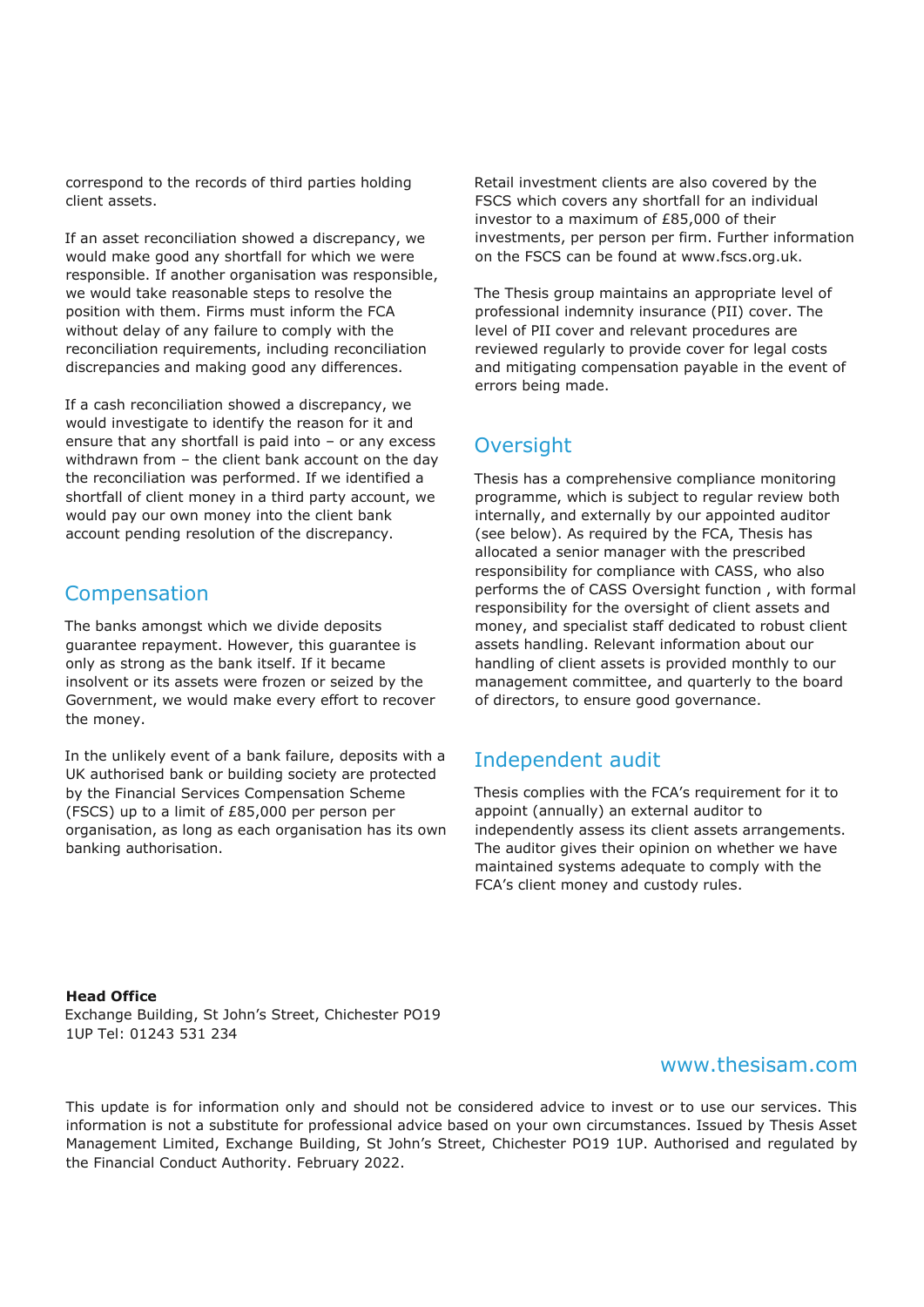correspond to the records of third parties holding client assets.

If an asset reconciliation showed a discrepancy, we would make good any shortfall for which we were responsible. If another organisation was responsible, we would take reasonable steps to resolve the position with them. Firms must inform the FCA without delay of any failure to comply with the reconciliation requirements, including reconciliation discrepancies and making good any differences.

If a cash reconciliation showed a discrepancy, we would investigate to identify the reason for it and ensure that any shortfall is paid into – or any excess withdrawn from – the client bank account on the day the reconciliation was performed. If we identified a shortfall of client money in a third party account, we would pay our own money into the client bank account pending resolution of the discrepancy.

## Compensation

The banks amongst which we divide deposits guarantee repayment. However, this guarantee is only as strong as the bank itself. If it became insolvent or its assets were frozen or seized by the Government, we would make every effort to recover the money.

In the unlikely event of a bank failure, deposits with a UK authorised bank or building society are protected by the Financial Services Compensation Scheme (FSCS) up to a limit of £85,000 per person per organisation, as long as each organisation has its own banking authorisation.

Retail investment clients are also covered by the FSCS which covers any shortfall for an individual investor to a maximum of £85,000 of their investments, per person per firm. Further information on the FSCS can be found at www.fscs.org.uk.

The Thesis group maintains an appropriate level of professional indemnity insurance (PII) cover. The level of PII cover and relevant procedures are reviewed regularly to provide cover for legal costs and mitigating compensation payable in the event of errors being made.

## Oversight

Thesis has a comprehensive compliance monitoring programme, which is subject to regular review both internally, and externally by our appointed auditor (see below). As required by the FCA, Thesis has allocated a senior manager with the prescribed responsibility for compliance with CASS, who also performs the of CASS Oversight function , with formal responsibility for the oversight of client assets and money, and specialist staff dedicated to robust client assets handling. Relevant information about our handling of client assets is provided monthly to our management committee, and quarterly to the board of directors, to ensure good governance.

## Independent audit

Thesis complies with the FCA's requirement for it to appoint (annually) an external auditor to independently assess its client assets arrangements. The auditor gives their opinion on whether we have maintained systems adequate to comply with the FCA's client money and custody rules.

**Head Office**
Exchange Building, St John's Street, Chichester PO19 1UP Tel: 01243 531 234

www.thesisam.com

This update is for information only and should not be considered advice to invest or to use our services. This information is not a substitute for professional advice based on your own circumstances. Issued by Thesis Asset Management Limited, Exchange Building, St John's Street, Chichester PO19 1UP. Authorised and regulated by the Financial Conduct Authority. February 2022.